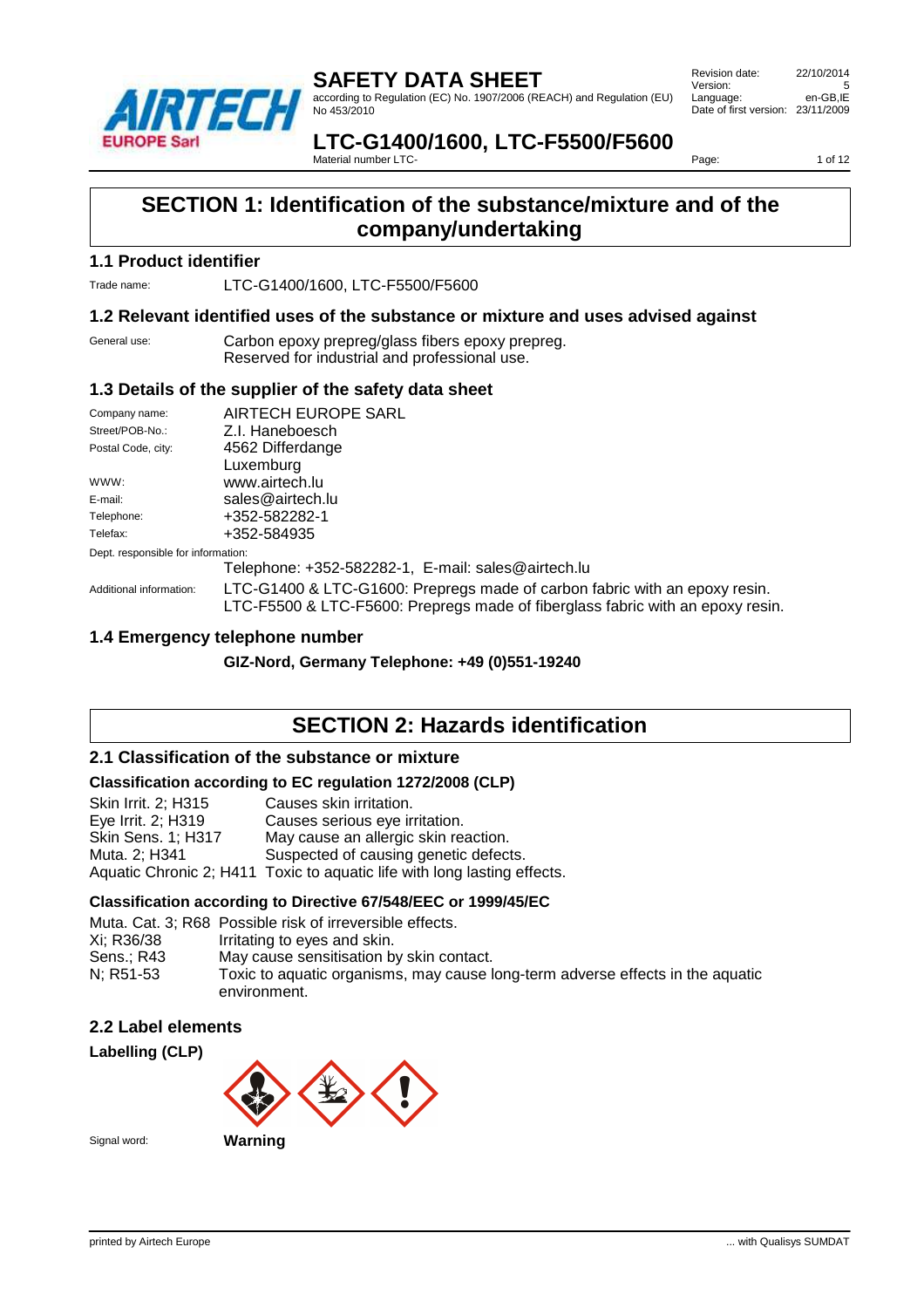# SAFETY DATA SHEET

according to Regulation (EC) No. 1907/2006 (REACH) and Regulation (EU) No 453/2010

| | |
|---|---|
| Revision date: | 22/10/2014 |
| Version: | 5 |
| Language: | en-GB,IE |
| Date of first version: | 23/11/2009 |

## LTC-G1400/1600, LTC-F5500/F5600

Material number LTC-

# SECTION 1: Identification of the substance/mixture and of the company/undertaking

### 1.1 Product identifier

Trade name: LTC-G1400/1600, LTC-F5500/F5600

### 1.2 Relevant identified uses of the substance or mixture and uses advised against

General use: Carbon epoxy prepreg/glass fibers epoxy prepreg.
Reserved for industrial and professional use.

### 1.3 Details of the supplier of the safety data sheet

| | |
|---|---|
| Company name: | AIRTECH EUROPE SARL |
| Street/POB-No.: | Z.I. Haneboesch |
| Postal Code, city: | 4562 Differdange<br>Luxemburg |
| WWW: | www.airtech.lu |
| E-mail: | sales@airtech.lu |
| Telephone: | +352-582282-1 |
| Telefax: | +352-584935 |

Dept. responsible for information:
Telephone: +352-582282-1, E-mail: sales@airtech.lu

Additional information: LTC-G1400 & LTC-G1600: Prepregs made of carbon fabric with an epoxy resin.
LTC-F5500 & LTC-F5600: Prepregs made of fiberglass fabric with an epoxy resin.

### 1.4 Emergency telephone number

**GIZ-Nord, Germany Telephone: +49 (0)551-19240**

# SECTION 2: Hazards identification

### 2.1 Classification of the substance or mixture

**Classification according to EC regulation 1272/2008 (CLP)**

| | |
|---|---|
| Skin Irrit. 2; H315 | Causes skin irritation. |
| Eye Irrit. 2; H319 | Causes serious eye irritation. |
| Skin Sens. 1; H317 | May cause an allergic skin reaction. |
| Muta. 2; H341 | Suspected of causing genetic defects. |
| Aquatic Chronic 2; H411 | Toxic to aquatic life with long lasting effects. |

**Classification according to Directive 67/548/EEC or 1999/45/EC**

| | |
|---|---|
| Muta. Cat. 3; R68 | Possible risk of irreversible effects. |
| Xi; R36/38 | Irritating to eyes and skin. |
| Sens.; R43 | May cause sensitisation by skin contact. |
| N; R51-53 | Toxic to aquatic organisms, may cause long-term adverse effects in the aquatic environment. |

### 2.2 Label elements

**Labelling (CLP)**

Signal word: **Warning**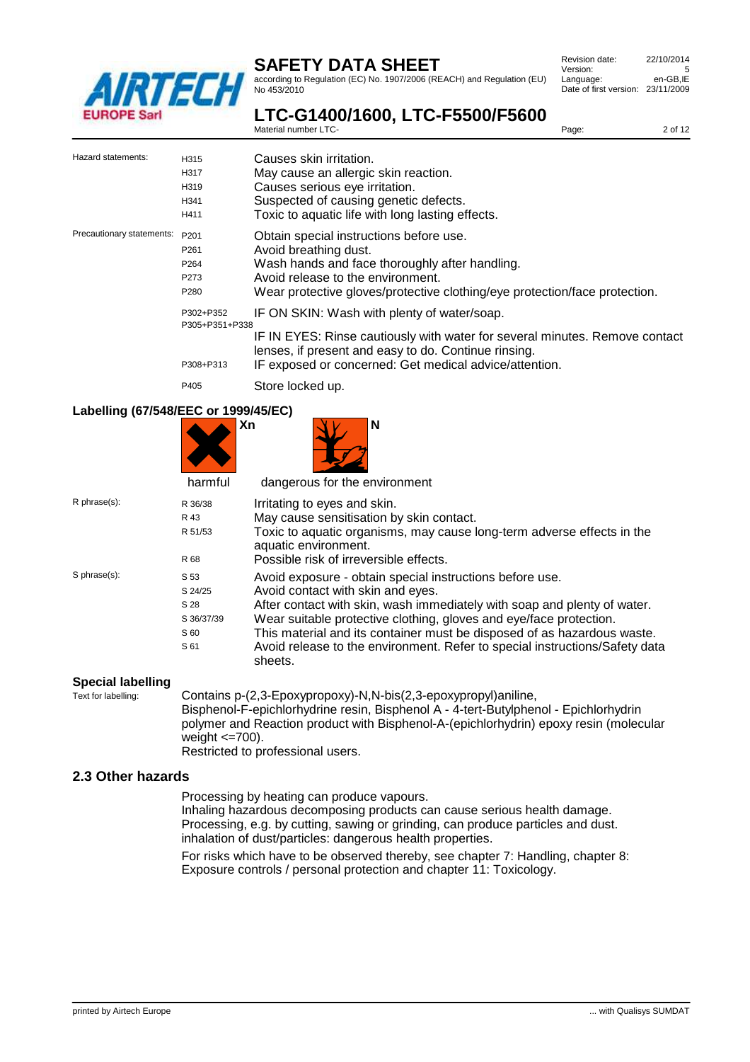| | | |
|---|---|---|
| Hazard statements: | H315 | Causes skin irritation. |
| | H317 | May cause an allergic skin reaction. |
| | H319 | Causes serious eye irritation. |
| | H341 | Suspected of causing genetic defects. |
| | H411 | Toxic to aquatic life with long lasting effects. |
| Precautionary statements: | P201 | Obtain special instructions before use. |
| | P261 | Avoid breathing dust. |
| | P264 | Wash hands and face thoroughly after handling. |
| | P273 | Avoid release to the environment. |
| | P280 | Wear protective gloves/protective clothing/eye protection/face protection. |
| | P302+P352 | IF ON SKIN: Wash with plenty of water/soap. |
| | P305+P351+P338 | IF IN EYES: Rinse cautiously with water for several minutes. Remove contact lenses, if present and easy to do. Continue rinsing. |
| | P308+P313 | IF exposed or concerned: Get medical advice/attention. |
| | P405 | Store locked up. |

**Labelling (67/548/EEC or 1999/45/EC)**

Xn — harmful

N — dangerous for the environment

| | | |
|---|---|---|
| R phrase(s): | R 36/38 | Irritating to eyes and skin. |
| | R 43 | May cause sensitisation by skin contact. |
| | R 51/53 | Toxic to aquatic organisms, may cause long-term adverse effects in the aquatic environment. |
| | R 68 | Possible risk of irreversible effects. |
| S phrase(s): | S 53 | Avoid exposure - obtain special instructions before use. |
| | S 24/25 | Avoid contact with skin and eyes. |
| | S 28 | After contact with skin, wash immediately with soap and plenty of water. |
| | S 36/37/39 | Wear suitable protective clothing, gloves and eye/face protection. |
| | S 60 | This material and its container must be disposed of as hazardous waste. |
| | S 61 | Avoid release to the environment. Refer to special instructions/Safety data sheets. |

**Special labelling**

Text for labelling: Contains p-(2,3-Epoxypropoxy)-N,N-bis(2,3-epoxypropyl)aniline, Bisphenol-F-epichlorhydrine resin, Bisphenol A - 4-tert-Butylphenol - Epichlorhydrin polymer and Reaction product with Bisphenol-A-(epichlorhydrin) epoxy resin (molecular weight <=700).
Restricted to professional users.

## 2.3 Other hazards

Processing by heating can produce vapours.
Inhaling hazardous decomposing products can cause serious health damage.
Processing, e.g. by cutting, sawing or grinding, can produce particles and dust.
inhalation of dust/particles: dangerous health properties.

For risks which have to be observed thereby, see chapter 7: Handling, chapter 8: Exposure controls / personal protection and chapter 11: Toxicology.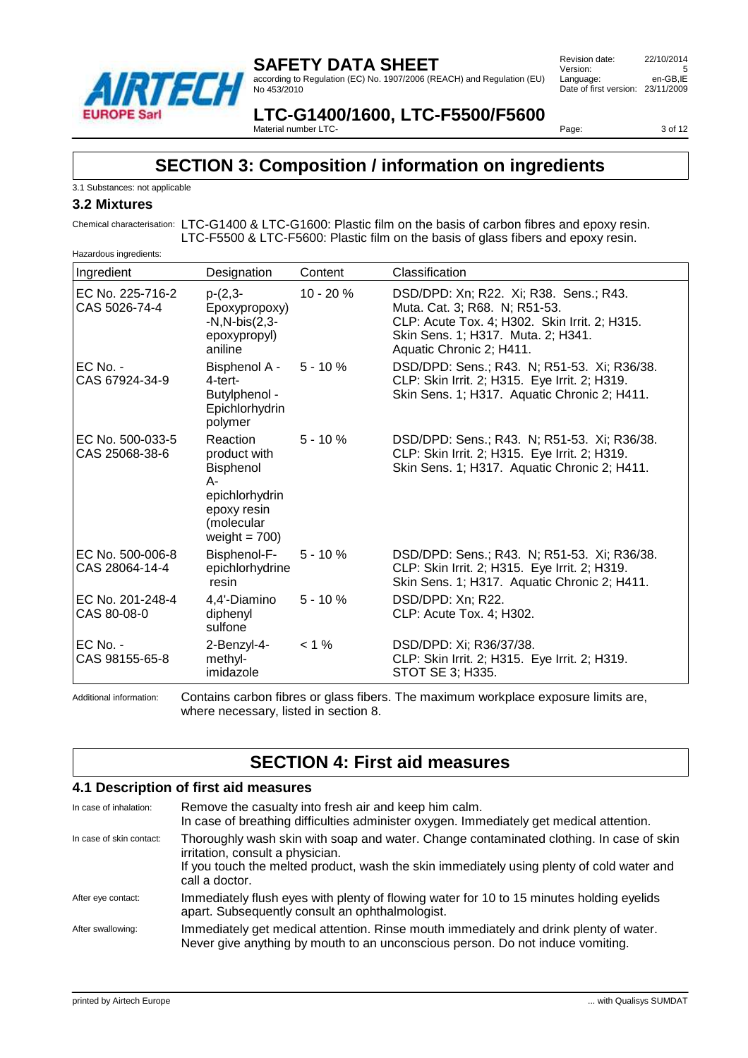# SECTION 3: Composition / information on ingredients

3.1 Substances: not applicable

### 3.2 Mixtures

Chemical characterisation: LTC-G1400 & LTC-G1600: Plastic film on the basis of carbon fibres and epoxy resin. LTC-F5500 & LTC-F5600: Plastic film on the basis of glass fibers and epoxy resin.

Hazardous ingredients:

| Ingredient | Designation | Content | Classification |
|---|---|---|---|
| EC No. 225-716-2 CAS 5026-74-4 | p-(2,3-Epoxypropoxy)-N,N-bis(2,3-epoxypropyl) aniline | 10 - 20 % | DSD/DPD: Xn; R22. Xi; R38. Sens.; R43. Muta. Cat. 3; R68. N; R51-53. CLP: Acute Tox. 4; H302. Skin Irrit. 2; H315. Skin Sens. 1; H317. Muta. 2; H341. Aquatic Chronic 2; H411. |
| EC No. - CAS 67924-34-9 | Bisphenol A - 4-tert-Butylphenol - Epichlorhydrin polymer | 5 - 10 % | DSD/DPD: Sens.; R43. N; R51-53. Xi; R36/38. CLP: Skin Irrit. 2; H315. Eye Irrit. 2; H319. Skin Sens. 1; H317. Aquatic Chronic 2; H411. |
| EC No. 500-033-5 CAS 25068-38-6 | Reaction product with Bisphenol A-epichlorhydrin epoxy resin (molecular weight = 700) | 5 - 10 % | DSD/DPD: Sens.; R43. N; R51-53. Xi; R36/38. CLP: Skin Irrit. 2; H315. Eye Irrit. 2; H319. Skin Sens. 1; H317. Aquatic Chronic 2; H411. |
| EC No. 500-006-8 CAS 28064-14-4 | Bisphenol-F-epichlorhydrine resin | 5 - 10 % | DSD/DPD: Sens.; R43. N; R51-53. Xi; R36/38. CLP: Skin Irrit. 2; H315. Eye Irrit. 2; H319. Skin Sens. 1; H317. Aquatic Chronic 2; H411. |
| EC No. 201-248-4 CAS 80-08-0 | 4,4'-Diamino diphenyl sulfone | 5 - 10 % | DSD/DPD: Xn; R22. CLP: Acute Tox. 4; H302. |
| EC No. - CAS 98155-65-8 | 2-Benzyl-4-methyl-imidazole | < 1 % | DSD/DPD: Xi; R36/37/38. CLP: Skin Irrit. 2; H315. Eye Irrit. 2; H319. STOT SE 3; H335. |

Additional information: Contains carbon fibres or glass fibers. The maximum workplace exposure limits are, where necessary, listed in section 8.

# SECTION 4: First aid measures

### 4.1 Description of first aid measures

In case of inhalation: Remove the casualty into fresh air and keep him calm. In case of breathing difficulties administer oxygen. Immediately get medical attention.

In case of skin contact: Thoroughly wash skin with soap and water. Change contaminated clothing. In case of skin irritation, consult a physician. If you touch the melted product, wash the skin immediately using plenty of cold water and call a doctor.

After eye contact: Immediately flush eyes with plenty of flowing water for 10 to 15 minutes holding eyelids apart. Subsequently consult an ophthalmologist.

After swallowing: Immediately get medical attention. Rinse mouth immediately and drink plenty of water. Never give anything by mouth to an unconscious person. Do not induce vomiting.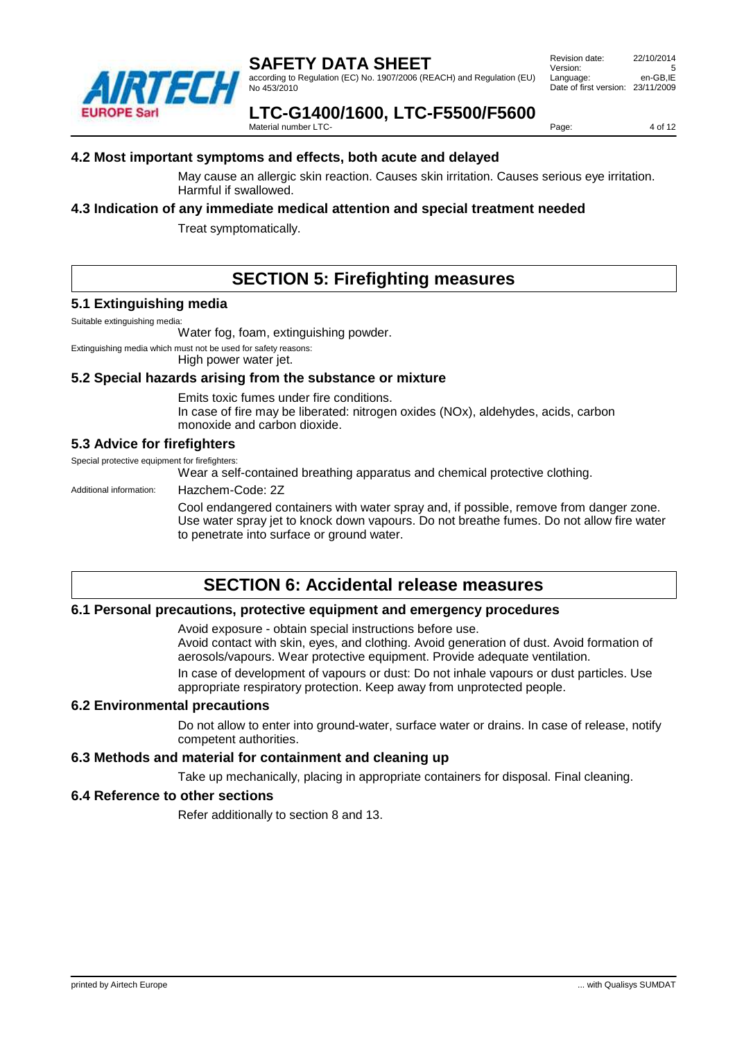### 4.2 Most important symptoms and effects, both acute and delayed

May cause an allergic skin reaction. Causes skin irritation. Causes serious eye irritation. Harmful if swallowed.

### 4.3 Indication of any immediate medical attention and special treatment needed

Treat symptomatically.

## SECTION 5: Firefighting measures

### 5.1 Extinguishing media

Suitable extinguishing media:

Water fog, foam, extinguishing powder.

Extinguishing media which must not be used for safety reasons:

High power water jet.

### 5.2 Special hazards arising from the substance or mixture

Emits toxic fumes under fire conditions.
In case of fire may be liberated: nitrogen oxides (NOx), aldehydes, acids, carbon monoxide and carbon dioxide.

### 5.3 Advice for firefighters

Special protective equipment for firefighters:

Wear a self-contained breathing apparatus and chemical protective clothing.

Additional information: Hazchem-Code: 2Z

Cool endangered containers with water spray and, if possible, remove from danger zone. Use water spray jet to knock down vapours. Do not breathe fumes. Do not allow fire water to penetrate into surface or ground water.

## SECTION 6: Accidental release measures

### 6.1 Personal precautions, protective equipment and emergency procedures

Avoid exposure - obtain special instructions before use.
Avoid contact with skin, eyes, and clothing. Avoid generation of dust. Avoid formation of aerosols/vapours. Wear protective equipment. Provide adequate ventilation.

In case of development of vapours or dust: Do not inhale vapours or dust particles. Use appropriate respiratory protection. Keep away from unprotected people.

### 6.2 Environmental precautions

Do not allow to enter into ground-water, surface water or drains. In case of release, notify competent authorities.

### 6.3 Methods and material for containment and cleaning up

Take up mechanically, placing in appropriate containers for disposal. Final cleaning.

### 6.4 Reference to other sections

Refer additionally to section 8 and 13.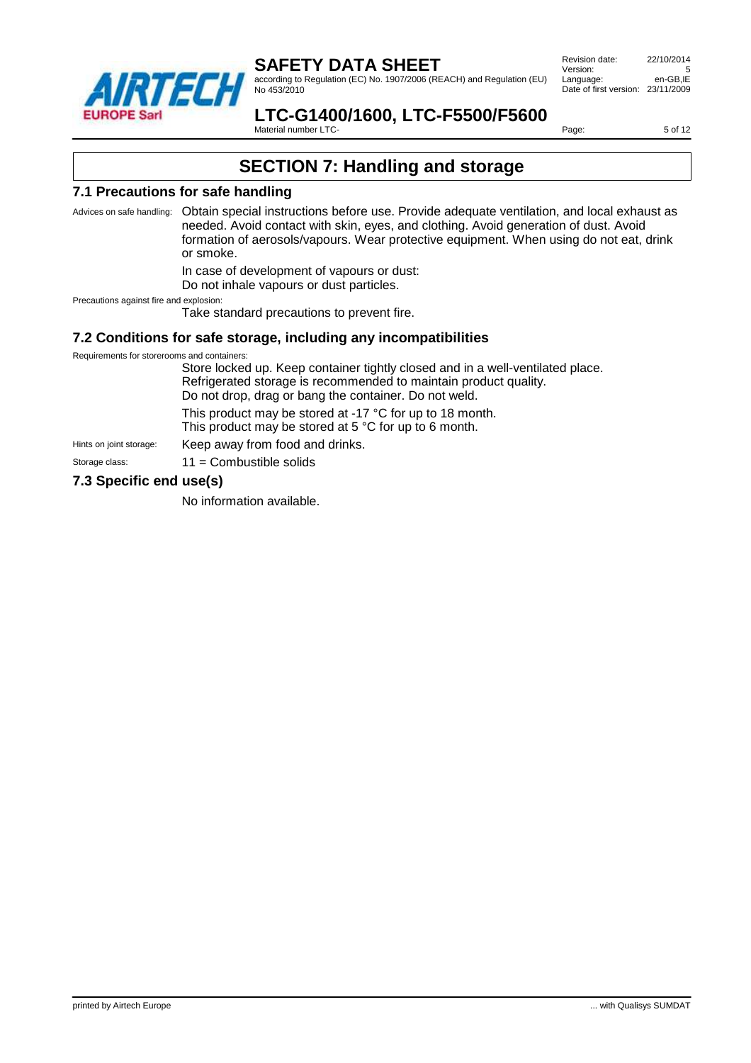# SECTION 7: Handling and storage

## 7.1 Precautions for safe handling

Advices on safe handling: Obtain special instructions before use. Provide adequate ventilation, and local exhaust as needed. Avoid contact with skin, eyes, and clothing. Avoid generation of dust. Avoid formation of aerosols/vapours. Wear protective equipment. When using do not eat, drink or smoke.

In case of development of vapours or dust:
Do not inhale vapours or dust particles.

Precautions against fire and explosion:

Take standard precautions to prevent fire.

## 7.2 Conditions for safe storage, including any incompatibilities

Requirements for storerooms and containers:

Store locked up. Keep container tightly closed and in a well-ventilated place.
Refrigerated storage is recommended to maintain product quality.
Do not drop, drag or bang the container. Do not weld.

This product may be stored at -17 °C for up to 18 month.
This product may be stored at 5 °C for up to 6 month.

Hints on joint storage: Keep away from food and drinks.

Storage class: 11 = Combustible solids

## 7.3 Specific end use(s)

No information available.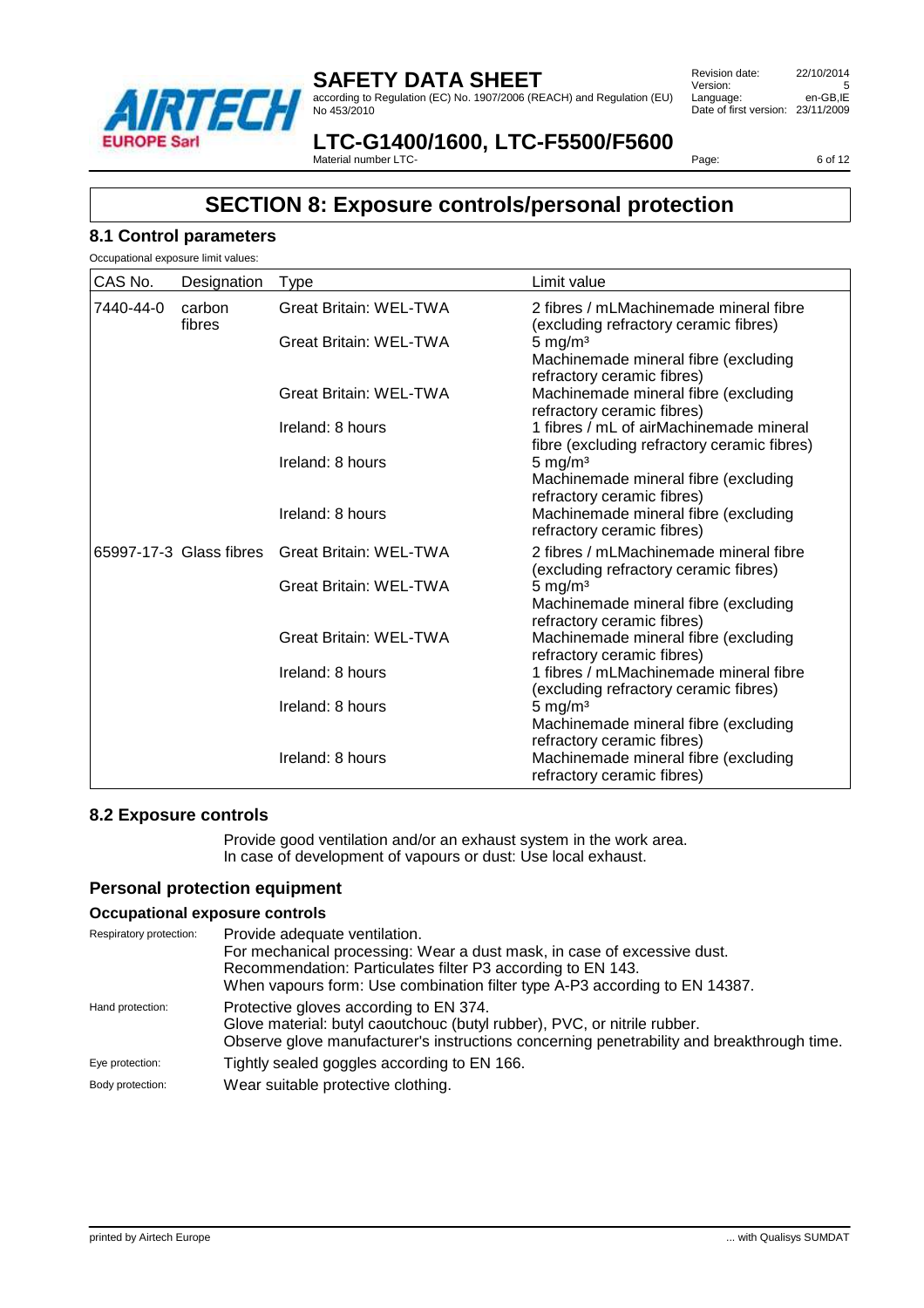# SECTION 8: Exposure controls/personal protection

## 8.1 Control parameters

Occupational exposure limit values:

| CAS No. | Designation | Type | Limit value |
|---|---|---|---|
| 7440-44-0 | carbon fibres | Great Britain: WEL-TWA | 2 fibres / mLMachinemade mineral fibre (excluding refractory ceramic fibres) |
| | | Great Britain: WEL-TWA | 5 mg/m³ Machinemade mineral fibre (excluding refractory ceramic fibres) |
| | | Great Britain: WEL-TWA | Machinemade mineral fibre (excluding refractory ceramic fibres) |
| | | Ireland: 8 hours | 1 fibres / mL of airMachinemade mineral fibre (excluding refractory ceramic fibres) |
| | | Ireland: 8 hours | 5 mg/m³ Machinemade mineral fibre (excluding refractory ceramic fibres) |
| | | Ireland: 8 hours | Machinemade mineral fibre (excluding refractory ceramic fibres) |
| 65997-17-3 | Glass fibres | Great Britain: WEL-TWA | 2 fibres / mLMachinemade mineral fibre (excluding refractory ceramic fibres) |
| | | Great Britain: WEL-TWA | 5 mg/m³ Machinemade mineral fibre (excluding refractory ceramic fibres) |
| | | Great Britain: WEL-TWA | Machinemade mineral fibre (excluding refractory ceramic fibres) |
| | | Ireland: 8 hours | 1 fibres / mLMachinemade mineral fibre (excluding refractory ceramic fibres) |
| | | Ireland: 8 hours | 5 mg/m³ Machinemade mineral fibre (excluding refractory ceramic fibres) |
| | | Ireland: 8 hours | Machinemade mineral fibre (excluding refractory ceramic fibres) |

## 8.2 Exposure controls

Provide good ventilation and/or an exhaust system in the work area.
In case of development of vapours or dust: Use local exhaust.

## Personal protection equipment

### Occupational exposure controls

**Respiratory protection:** Provide adequate ventilation.
For mechanical processing: Wear a dust mask, in case of excessive dust.
Recommendation: Particulates filter P3 according to EN 143.
When vapours form: Use combination filter type A-P3 according to EN 14387.

**Hand protection:** Protective gloves according to EN 374.
Glove material: butyl caoutchouc (butyl rubber), PVC, or nitrile rubber.
Observe glove manufacturer's instructions concerning penetrability and breakthrough time.

**Eye protection:** Tightly sealed goggles according to EN 166.

**Body protection:** Wear suitable protective clothing.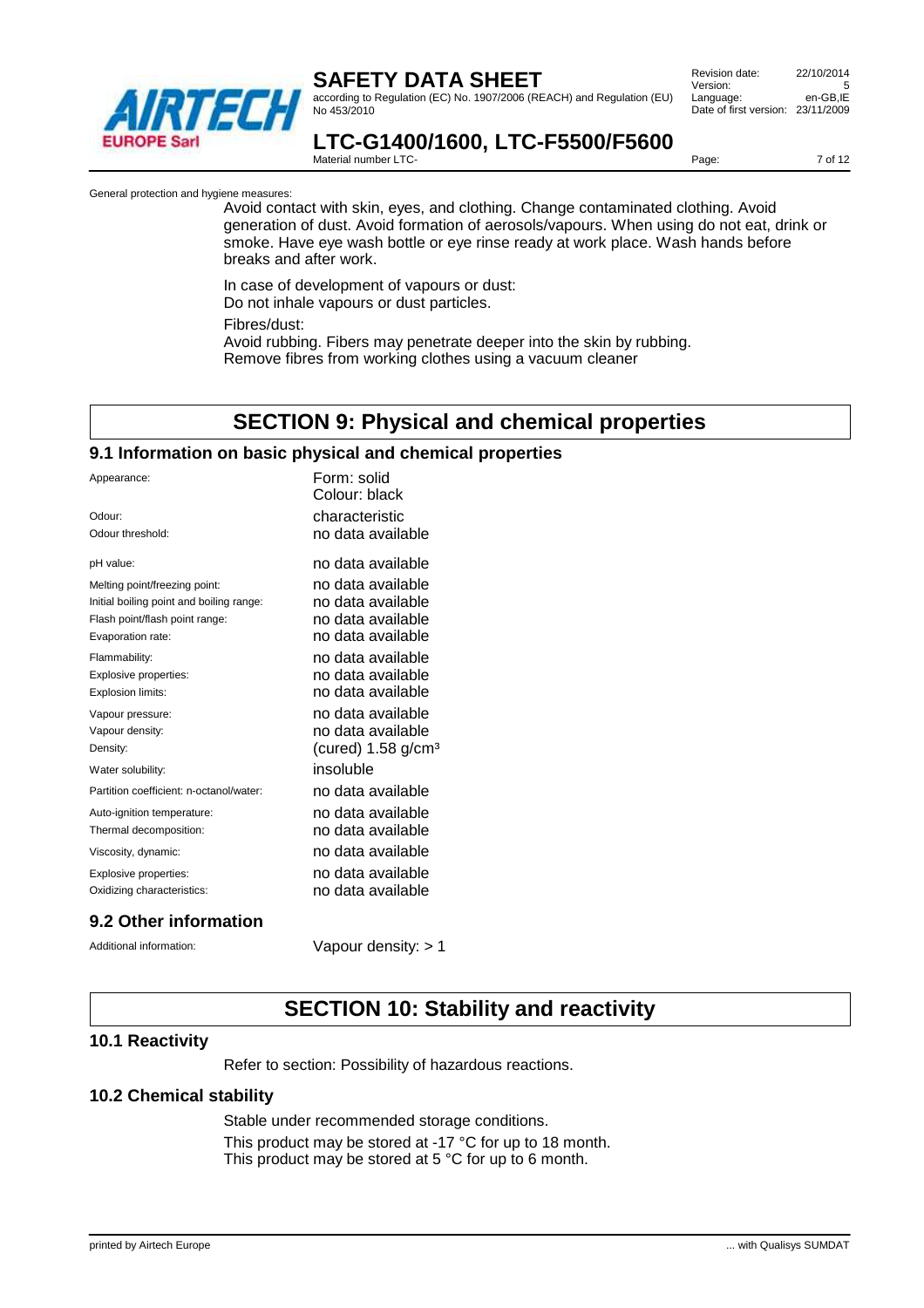General protection and hygiene measures:

Avoid contact with skin, eyes, and clothing. Change contaminated clothing. Avoid generation of dust. Avoid formation of aerosols/vapours. When using do not eat, drink or smoke. Have eye wash bottle or eye rinse ready at work place. Wash hands before breaks and after work.

In case of development of vapours or dust:
Do not inhale vapours or dust particles.

Fibres/dust:
Avoid rubbing. Fibers may penetrate deeper into the skin by rubbing.
Remove fibres from working clothes using a vacuum cleaner

# SECTION 9: Physical and chemical properties

## 9.1 Information on basic physical and chemical properties

| | |
|---|---|
| Appearance: | Form: solid<br>Colour: black |
| Odour: | characteristic |
| Odour threshold: | no data available |
| pH value: | no data available |
| Melting point/freezing point: | no data available |
| Initial boiling point and boiling range: | no data available |
| Flash point/flash point range: | no data available |
| Evaporation rate: | no data available |
| Flammability: | no data available |
| Explosive properties: | no data available |
| Explosion limits: | no data available |
| Vapour pressure: | no data available |
| Vapour density: | no data available |
| Density: | (cured) 1.58 g/cm³ |
| Water solubility: | insoluble |
| Partition coefficient: n-octanol/water: | no data available |
| Auto-ignition temperature: | no data available |
| Thermal decomposition: | no data available |
| Viscosity, dynamic: | no data available |
| Explosive properties: | no data available |
| Oxidizing characteristics: | no data available |

## 9.2 Other information

Additional information: Vapour density: > 1

# SECTION 10: Stability and reactivity

## 10.1 Reactivity

Refer to section: Possibility of hazardous reactions.

## 10.2 Chemical stability

Stable under recommended storage conditions.

This product may be stored at -17 °C for up to 18 month.
This product may be stored at 5 °C for up to 6 month.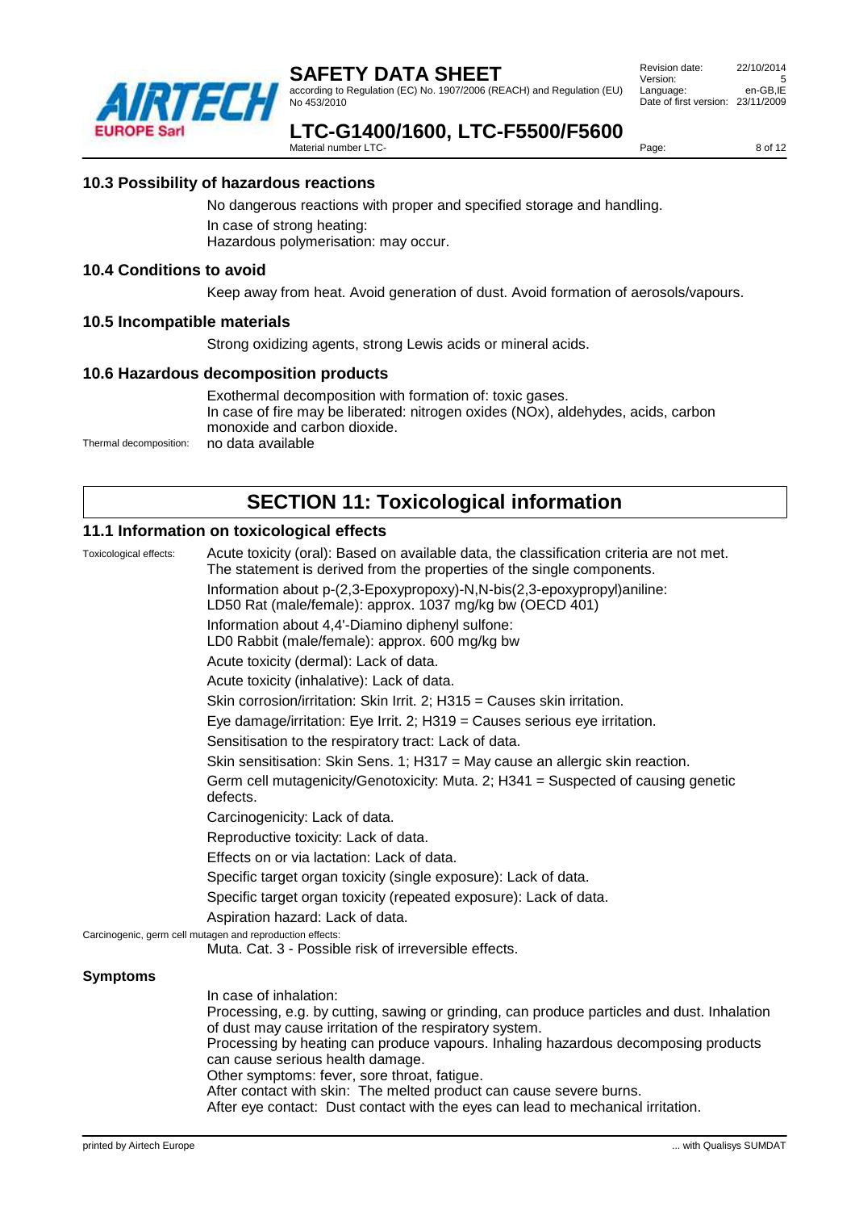### 10.3 Possibility of hazardous reactions

No dangerous reactions with proper and specified storage and handling.

In case of strong heating:
Hazardous polymerisation: may occur.

### 10.4 Conditions to avoid

Keep away from heat. Avoid generation of dust. Avoid formation of aerosols/vapours.

### 10.5 Incompatible materials

Strong oxidizing agents, strong Lewis acids or mineral acids.

### 10.6 Hazardous decomposition products

Exothermal decomposition with formation of: toxic gases.
In case of fire may be liberated: nitrogen oxides (NOx), aldehydes, acids, carbon monoxide and carbon dioxide.

Thermal decomposition: no data available

## SECTION 11: Toxicological information

### 11.1 Information on toxicological effects

Toxicological effects:

Acute toxicity (oral): Based on available data, the classification criteria are not met. The statement is derived from the properties of the single components.

Information about p-(2,3-Epoxypropoxy)-N,N-bis(2,3-epoxypropyl)aniline:
LD50 Rat (male/female): approx. 1037 mg/kg bw (OECD 401)

Information about 4,4'-Diamino diphenyl sulfone:
LD0 Rabbit (male/female): approx. 600 mg/kg bw

Acute toxicity (dermal): Lack of data.

Acute toxicity (inhalative): Lack of data.

Skin corrosion/irritation: Skin Irrit. 2; H315 = Causes skin irritation.

Eye damage/irritation: Eye Irrit. 2; H319 = Causes serious eye irritation.

Sensitisation to the respiratory tract: Lack of data.

Skin sensitisation: Skin Sens. 1; H317 = May cause an allergic skin reaction.

Germ cell mutagenicity/Genotoxicity: Muta. 2; H341 = Suspected of causing genetic defects.

Carcinogenicity: Lack of data.

Reproductive toxicity: Lack of data.

Effects on or via lactation: Lack of data.

Specific target organ toxicity (single exposure): Lack of data.

Specific target organ toxicity (repeated exposure): Lack of data.

Aspiration hazard: Lack of data.

Carcinogenic, germ cell mutagen and reproduction effects:
Muta. Cat. 3 - Possible risk of irreversible effects.

**Symptoms**

In case of inhalation:
Processing, e.g. by cutting, sawing or grinding, can produce particles and dust. Inhalation of dust may cause irritation of the respiratory system.
Processing by heating can produce vapours. Inhaling hazardous decomposing products can cause serious health damage.
Other symptoms: fever, sore throat, fatigue.
After contact with skin: The melted product can cause severe burns.
After eye contact: Dust contact with the eyes can lead to mechanical irritation.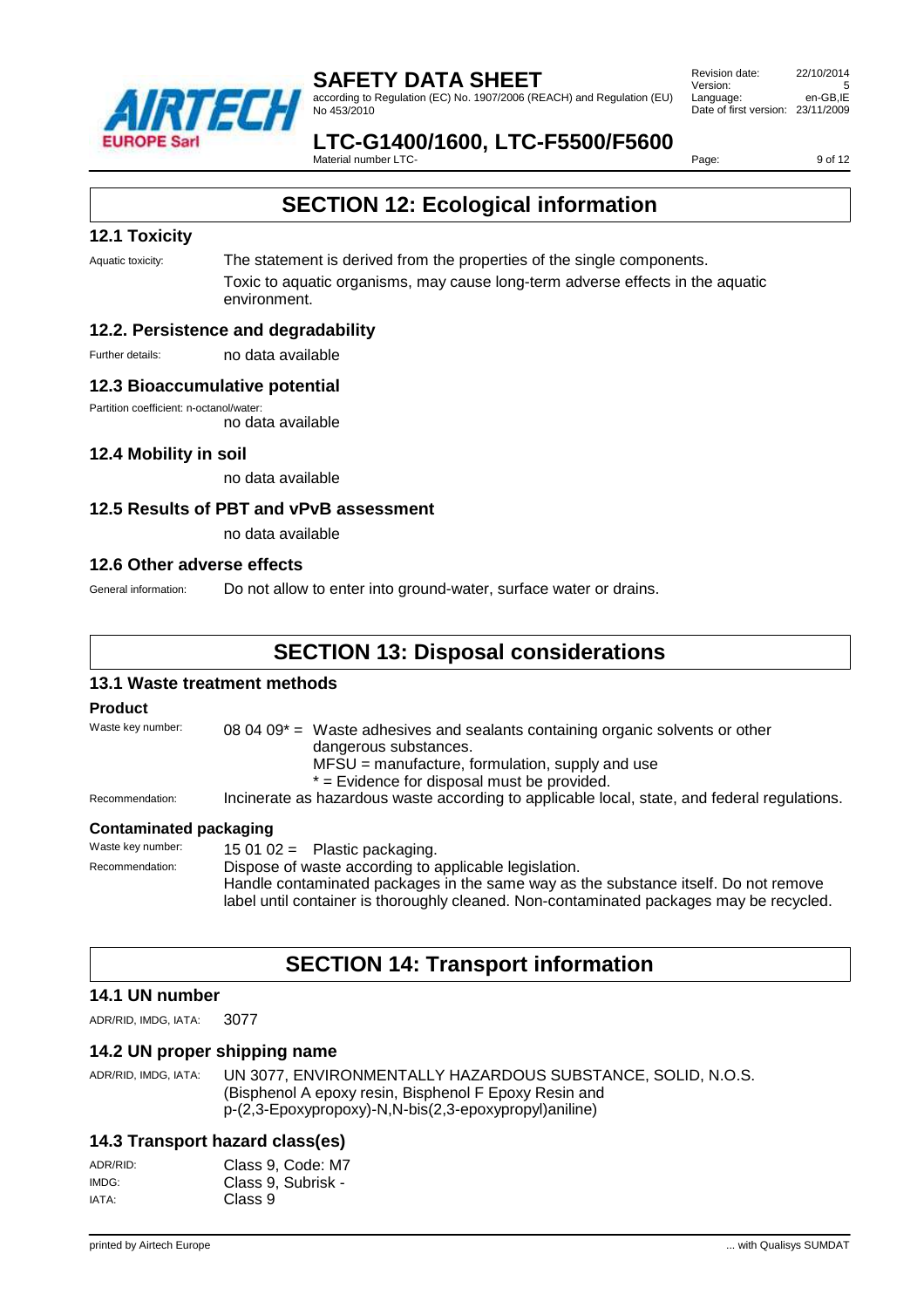# SECTION 12: Ecological information

## 12.1 Toxicity

Aquatic toxicity: The statement is derived from the properties of the single components.
Toxic to aquatic organisms, may cause long-term adverse effects in the aquatic environment.

## 12.2. Persistence and degradability

Further details: no data available

## 12.3 Bioaccumulative potential

Partition coefficient: n-octanol/water:
no data available

## 12.4 Mobility in soil

no data available

## 12.5 Results of PBT and vPvB assessment

no data available

## 12.6 Other adverse effects

General information: Do not allow to enter into ground-water, surface water or drains.

# SECTION 13: Disposal considerations

## 13.1 Waste treatment methods

### Product

Waste key number: 08 04 09* = Waste adhesives and sealants containing organic solvents or other dangerous substances.
MFSU = manufacture, formulation, supply and use
* = Evidence for disposal must be provided.

Recommendation: Incinerate as hazardous waste according to applicable local, state, and federal regulations.

### Contaminated packaging

Waste key number: 15 01 02 = Plastic packaging.

Recommendation: Dispose of waste according to applicable legislation.
Handle contaminated packages in the same way as the substance itself. Do not remove label until container is thoroughly cleaned. Non-contaminated packages may be recycled.

# SECTION 14: Transport information

## 14.1 UN number

ADR/RID, IMDG, IATA: 3077

## 14.2 UN proper shipping name

ADR/RID, IMDG, IATA: UN 3077, ENVIRONMENTALLY HAZARDOUS SUBSTANCE, SOLID, N.O.S. (Bisphenol A epoxy resin, Bisphenol F Epoxy Resin and p-(2,3-Epoxypropoxy)-N,N-bis(2,3-epoxypropyl)aniline)

## 14.3 Transport hazard class(es)

ADR/RID: Class 9, Code: M7
IMDG: Class 9, Subrisk -
IATA: Class 9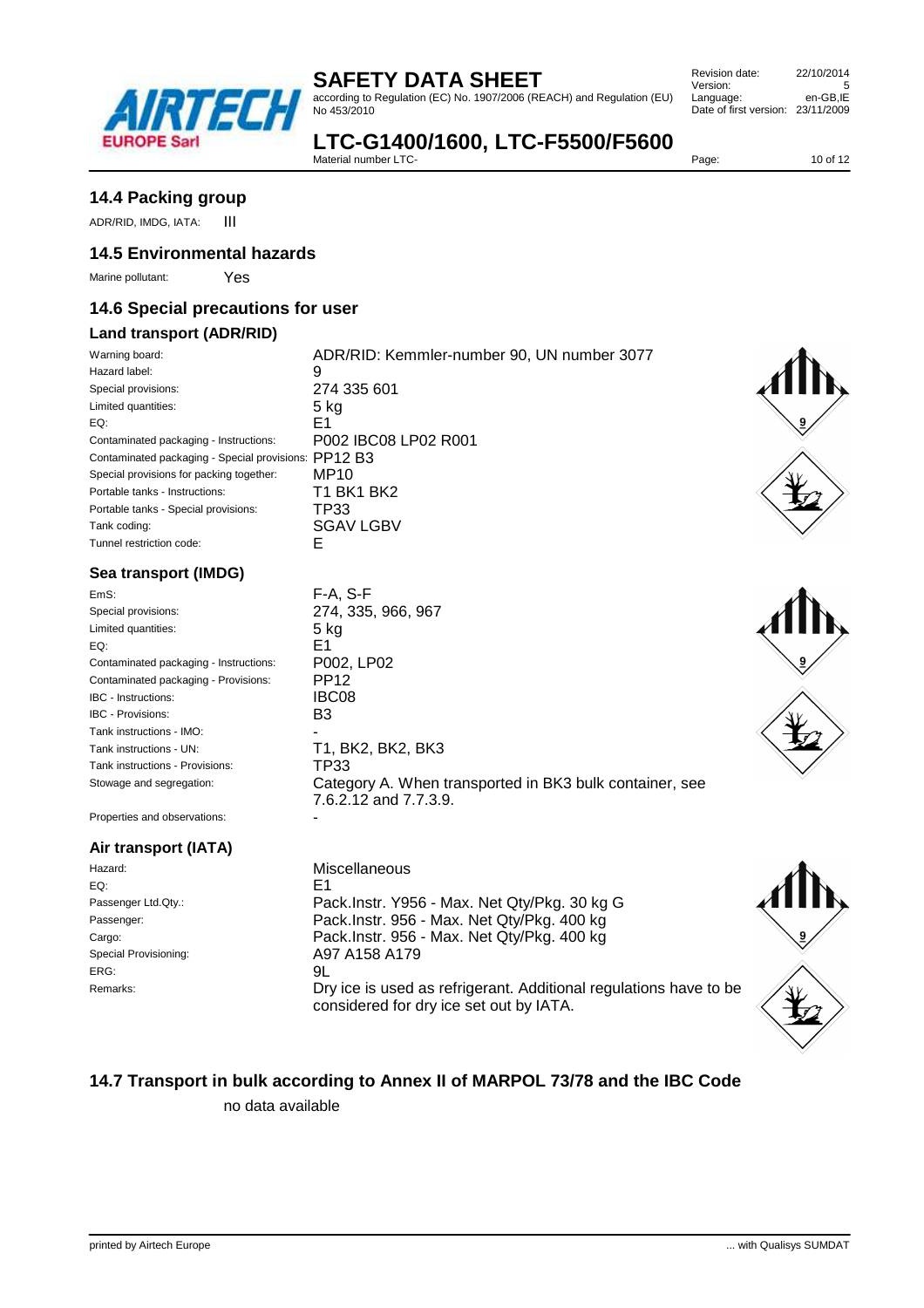## 14.4 Packing group

ADR/RID, IMDG, IATA: III

## 14.5 Environmental hazards

Marine pollutant: Yes

## 14.6 Special precautions for user

### Land transport (ADR/RID)

| | |
|---|---|
| Warning board: | ADR/RID: Kemmler-number 90, UN number 3077 |
| Hazard label: | 9 |
| Special provisions: | 274 335 601 |
| Limited quantities: | 5 kg |
| EQ: | E1 |
| Contaminated packaging - Instructions: | P002 IBC08 LP02 R001 |
| Contaminated packaging - Special provisions: | PP12 B3 |
| Special provisions for packing together: | MP10 |
| Portable tanks - Instructions: | T1 BK1 BK2 |
| Portable tanks - Special provisions: | TP33 |
| Tank coding: | SGAV LGBV |
| Tunnel restriction code: | E |

### Sea transport (IMDG)

| | |
|---|---|
| EmS: | F-A, S-F |
| Special provisions: | 274, 335, 966, 967 |
| Limited quantities: | 5 kg |
| EQ: | E1 |
| Contaminated packaging - Instructions: | P002, LP02 |
| Contaminated packaging - Provisions: | PP12 |
| IBC - Instructions: | IBC08 |
| IBC - Provisions: | B3 |
| Tank instructions - IMO: | - |
| Tank instructions - UN: | T1, BK2, BK3 |
| Tank instructions - Provisions: | TP33 |
| Stowage and segregation: | Category A. When transported in BK3 bulk container, see 7.6.2.12 and 7.7.3.9. |
| Properties and observations: | - |

### Air transport (IATA)

| | |
|---|---|
| Hazard: | Miscellaneous |
| EQ: | E1 |
| Passenger Ltd.Qty.: | Pack.Instr. Y956 - Max. Net Qty/Pkg. 30 kg G |
| Passenger: | Pack.Instr. 956 - Max. Net Qty/Pkg. 400 kg |
| Cargo: | Pack.Instr. 956 - Max. Net Qty/Pkg. 400 kg |
| Special Provisioning: | A97 A158 A179 |
| ERG: | 9L |
| Remarks: | Dry ice is used as refrigerant. Additional regulations have to be considered for dry ice set out by IATA. |

## 14.7 Transport in bulk according to Annex II of MARPOL 73/78 and the IBC Code

no data available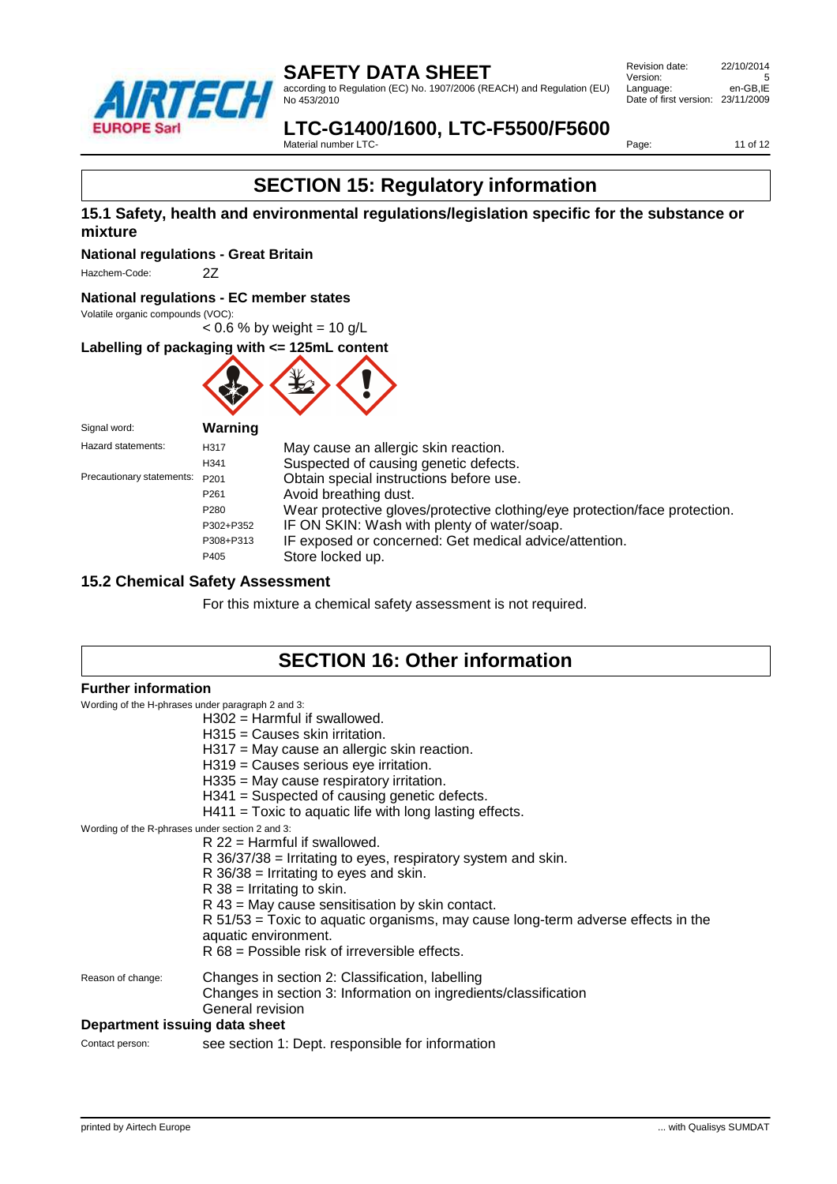# SECTION 15: Regulatory information

## 15.1 Safety, health and environmental regulations/legislation specific for the substance or mixture

### National regulations - Great Britain

Hazchem-Code: 2Z

### National regulations - EC member states

Volatile organic compounds (VOC):
< 0.6 % by weight = 10 g/L

### Labelling of packaging with <= 125mL content

| | | |
|---|---|---|
| Signal word: | **Warning** | |
| Hazard statements: | H317 | May cause an allergic skin reaction. |
| | H341 | Suspected of causing genetic defects. |
| Precautionary statements: | P201 | Obtain special instructions before use. |
| | P261 | Avoid breathing dust. |
| | P280 | Wear protective gloves/protective clothing/eye protection/face protection. |
| | P302+P352 | IF ON SKIN: Wash with plenty of water/soap. |
| | P308+P313 | IF exposed or concerned: Get medical advice/attention. |
| | P405 | Store locked up. |

## 15.2 Chemical Safety Assessment

For this mixture a chemical safety assessment is not required.

# SECTION 16: Other information

### Further information

Wording of the H-phrases under paragraph 2 and 3:

H302 = Harmful if swallowed.
H315 = Causes skin irritation.
H317 = May cause an allergic skin reaction.
H319 = Causes serious eye irritation.
H335 = May cause respiratory irritation.
H341 = Suspected of causing genetic defects.
H411 = Toxic to aquatic life with long lasting effects.

Wording of the R-phrases under section 2 and 3:

R 22 = Harmful if swallowed.
R 36/37/38 = Irritating to eyes, respiratory system and skin.
R 36/38 = Irritating to eyes and skin.
R 38 = Irritating to skin.
R 43 = May cause sensitisation by skin contact.
R 51/53 = Toxic to aquatic organisms, may cause long-term adverse effects in the aquatic environment.
R 68 = Possible risk of irreversible effects.

Reason of change: Changes in section 2: Classification, labelling
Changes in section 3: Information on ingredients/classification
General revision

### Department issuing data sheet

Contact person: see section 1: Dept. responsible for information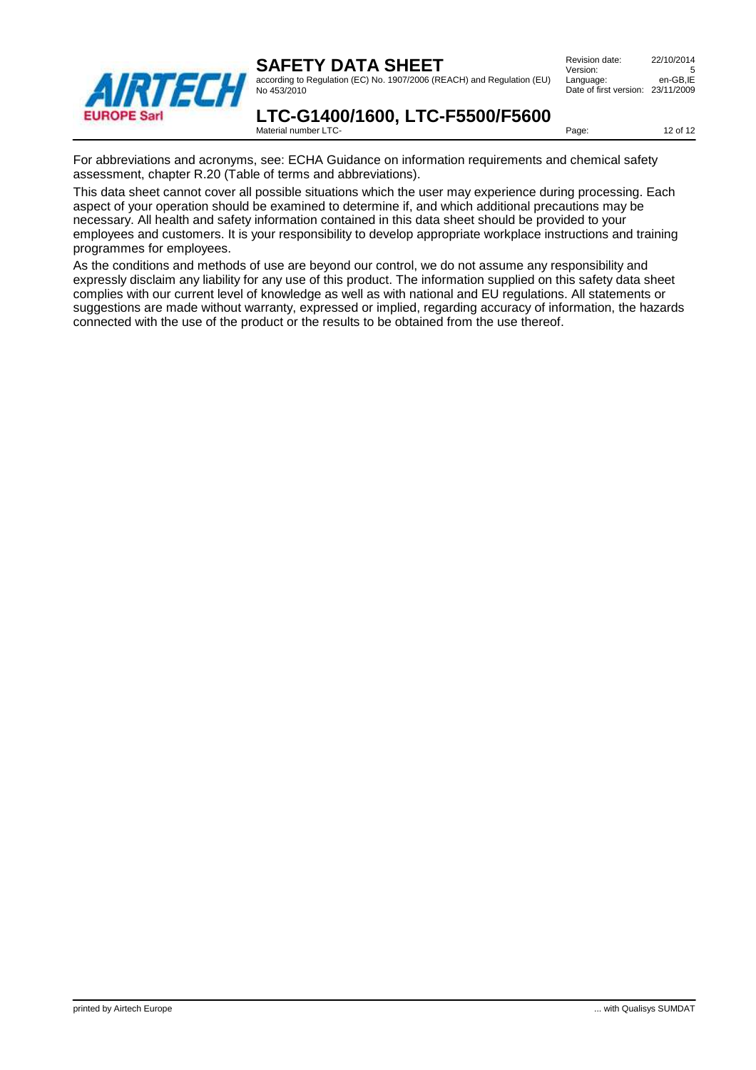For abbreviations and acronyms, see: ECHA Guidance on information requirements and chemical safety assessment, chapter R.20 (Table of terms and abbreviations).

This data sheet cannot cover all possible situations which the user may experience during processing. Each aspect of your operation should be examined to determine if, and which additional precautions may be necessary. All health and safety information contained in this data sheet should be provided to your employees and customers. It is your responsibility to develop appropriate workplace instructions and training programmes for employees.

As the conditions and methods of use are beyond our control, we do not assume any responsibility and expressly disclaim any liability for any use of this product. The information supplied on this safety data sheet complies with our current level of knowledge as well as with national and EU regulations. All statements or suggestions are made without warranty, expressed or implied, regarding accuracy of information, the hazards connected with the use of the product or the results to be obtained from the use thereof.